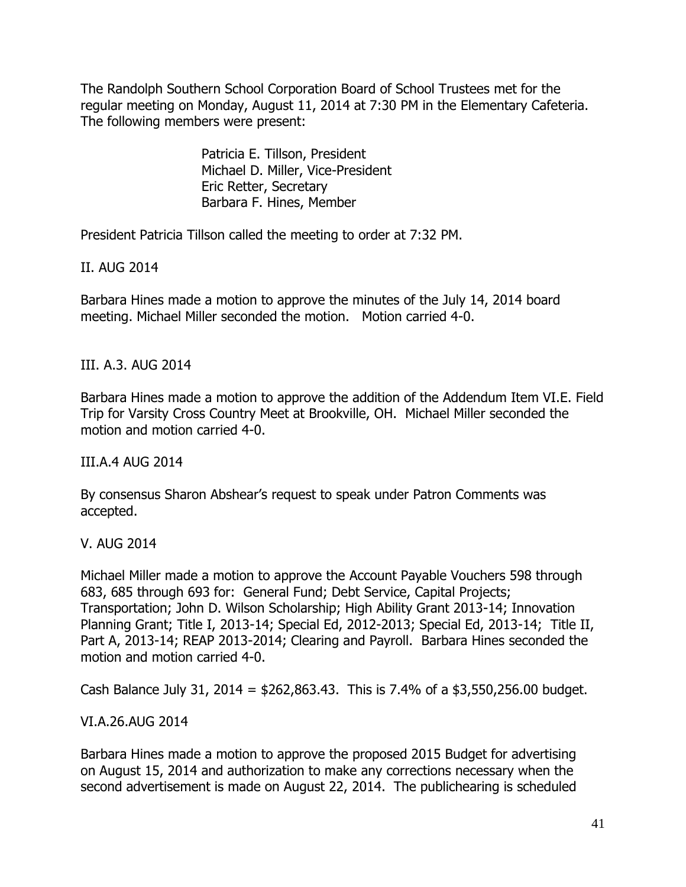The Randolph Southern School Corporation Board of School Trustees met for the regular meeting on Monday, August 11, 2014 at 7:30 PM in the Elementary Cafeteria. The following members were present:

Patricia E. Tillson, President
Michael D. Miller, Vice-President
Eric Retter, Secretary
Barbara F. Hines, Member

President Patricia Tillson called the meeting to order at 7:32 PM.

II. AUG 2014

Barbara Hines made a motion to approve the minutes of the July 14, 2014 board meeting. Michael Miller seconded the motion. Motion carried 4-0.

III. A.3. AUG 2014

Barbara Hines made a motion to approve the addition of the Addendum Item VI.E. Field Trip for Varsity Cross Country Meet at Brookville, OH. Michael Miller seconded the motion and motion carried 4-0.

III.A.4 AUG 2014

By consensus Sharon Abshear's request to speak under Patron Comments was accepted.

V. AUG 2014

Michael Miller made a motion to approve the Account Payable Vouchers 598 through 683, 685 through 693 for: General Fund; Debt Service, Capital Projects; Transportation; John D. Wilson Scholarship; High Ability Grant 2013-14; Innovation Planning Grant; Title I, 2013-14; Special Ed, 2012-2013; Special Ed, 2013-14; Title II, Part A, 2013-14; REAP 2013-2014; Clearing and Payroll. Barbara Hines seconded the motion and motion carried 4-0.

Cash Balance July 31, 2014 = $262,863.43. This is 7.4% of a $3,550,256.00 budget.

VI.A.26.AUG 2014

Barbara Hines made a motion to approve the proposed 2015 Budget for advertising on August 15, 2014 and authorization to make any corrections necessary when the second advertisement is made on August 22, 2014. The publichearing is scheduled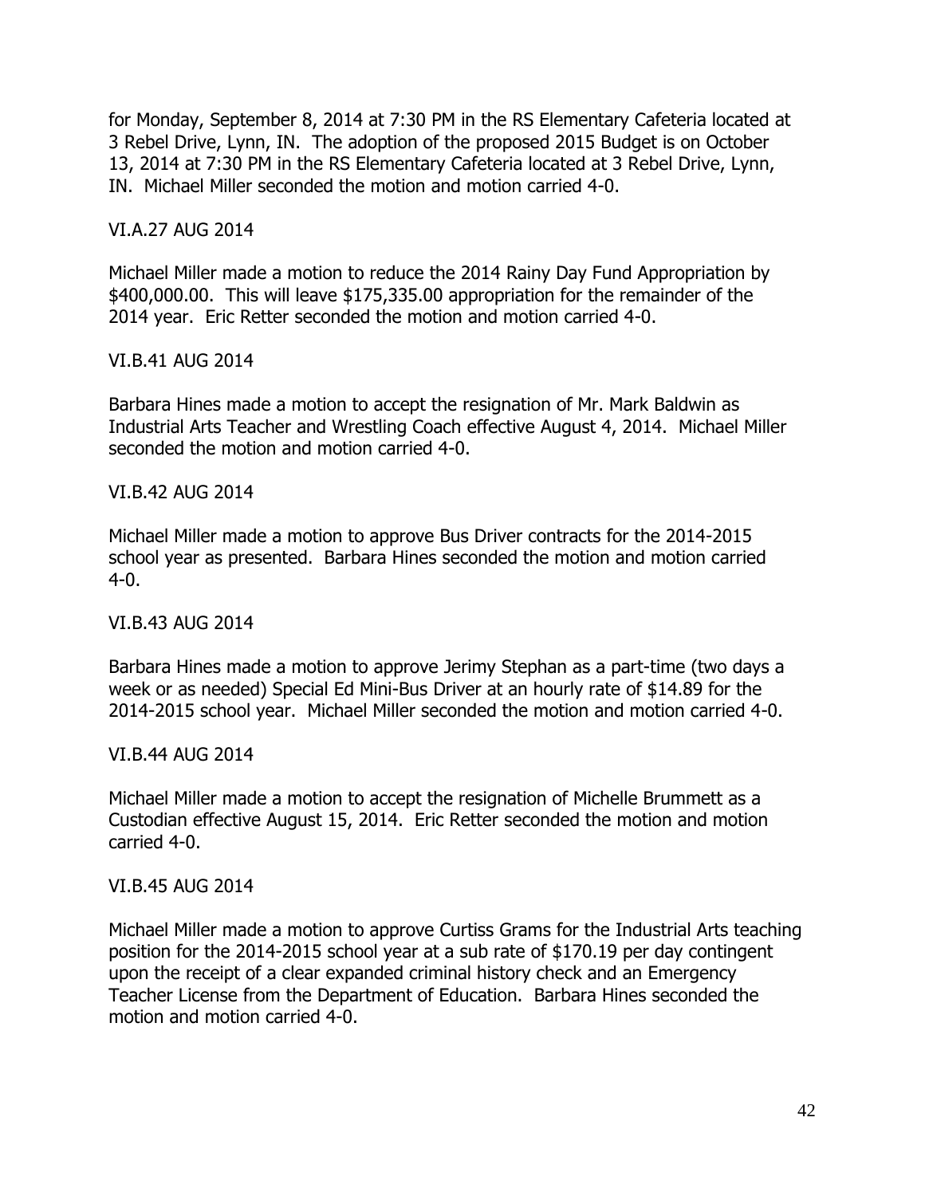for Monday, September 8, 2014 at 7:30 PM in the RS Elementary Cafeteria located at 3 Rebel Drive, Lynn, IN. The adoption of the proposed 2015 Budget is on October 13, 2014 at 7:30 PM in the RS Elementary Cafeteria located at 3 Rebel Drive, Lynn, IN. Michael Miller seconded the motion and motion carried 4-0.

VI.A.27 AUG 2014

Michael Miller made a motion to reduce the 2014 Rainy Day Fund Appropriation by $400,000.00. This will leave $175,335.00 appropriation for the remainder of the 2014 year. Eric Retter seconded the motion and motion carried 4-0.

VI.B.41 AUG 2014

Barbara Hines made a motion to accept the resignation of Mr. Mark Baldwin as Industrial Arts Teacher and Wrestling Coach effective August 4, 2014. Michael Miller seconded the motion and motion carried 4-0.

VI.B.42 AUG 2014

Michael Miller made a motion to approve Bus Driver contracts for the 2014-2015 school year as presented. Barbara Hines seconded the motion and motion carried 4-0.

VI.B.43 AUG 2014

Barbara Hines made a motion to approve Jerimy Stephan as a part-time (two days a week or as needed) Special Ed Mini-Bus Driver at an hourly rate of $14.89 for the 2014-2015 school year. Michael Miller seconded the motion and motion carried 4-0.

VI.B.44 AUG 2014

Michael Miller made a motion to accept the resignation of Michelle Brummett as a Custodian effective August 15, 2014. Eric Retter seconded the motion and motion carried 4-0.

VI.B.45 AUG 2014

Michael Miller made a motion to approve Curtiss Grams for the Industrial Arts teaching position for the 2014-2015 school year at a sub rate of $170.19 per day contingent upon the receipt of a clear expanded criminal history check and an Emergency Teacher License from the Department of Education. Barbara Hines seconded the motion and motion carried 4-0.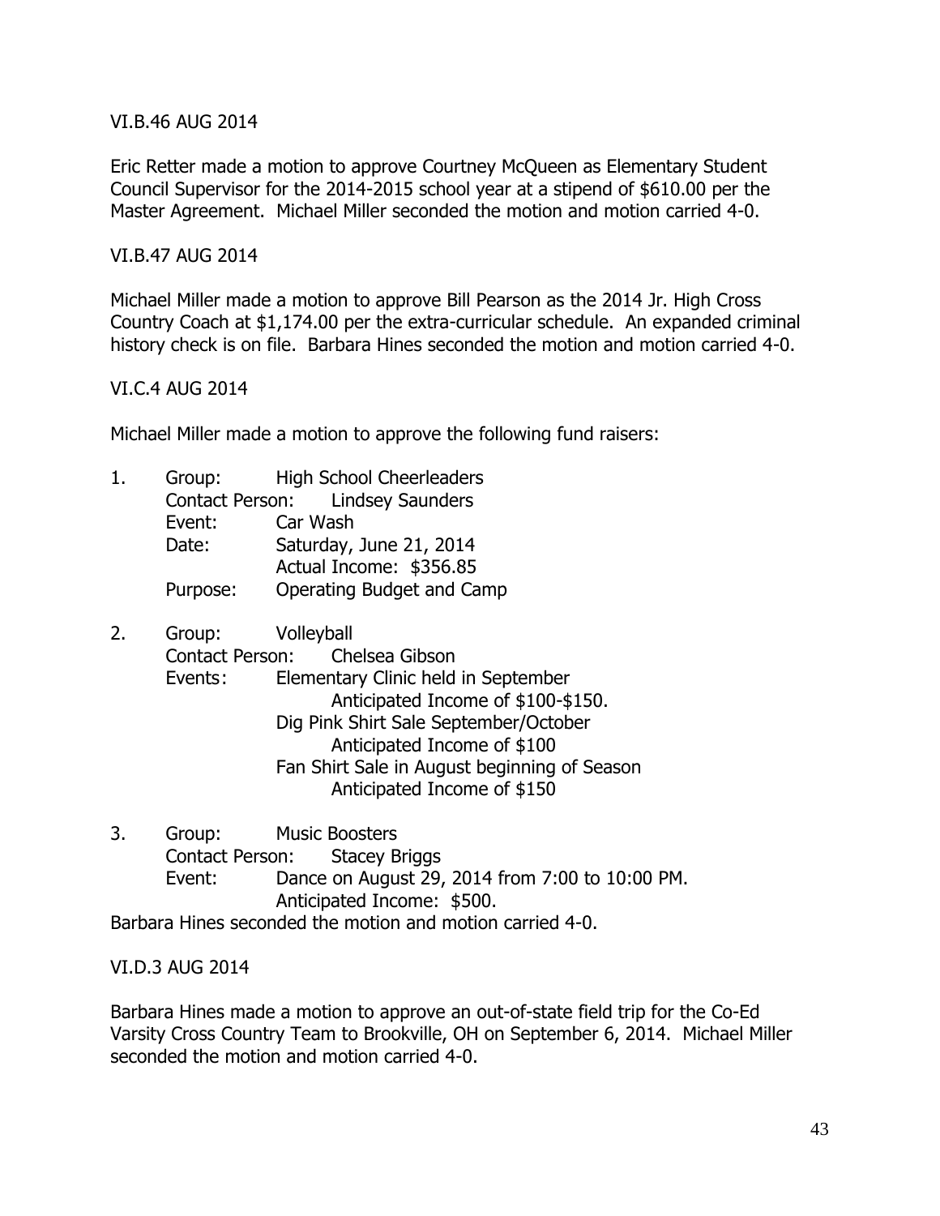VI.B.46 AUG 2014

Eric Retter made a motion to approve Courtney McQueen as Elementary Student Council Supervisor for the 2014-2015 school year at a stipend of $610.00 per the Master Agreement. Michael Miller seconded the motion and motion carried 4-0.

VI.B.47 AUG 2014

Michael Miller made a motion to approve Bill Pearson as the 2014 Jr. High Cross Country Coach at $1,174.00 per the extra-curricular schedule. An expanded criminal history check is on file. Barbara Hines seconded the motion and motion carried 4-0.

VI.C.4 AUG 2014

Michael Miller made a motion to approve the following fund raisers:

1. Group: High School Cheerleaders
   Contact Person: Lindsey Saunders
   Event: Car Wash
   Date: Saturday, June 21, 2014
   Actual Income: $356.85
   Purpose: Operating Budget and Camp

2. Group: Volleyball
   Contact Person: Chelsea Gibson
   Events: Elementary Clinic held in September
   Anticipated Income of $100-$150.
   Dig Pink Shirt Sale September/October
   Anticipated Income of $100
   Fan Shirt Sale in August beginning of Season
   Anticipated Income of $150

3. Group: Music Boosters
   Contact Person: Stacey Briggs
   Event: Dance on August 29, 2014 from 7:00 to 10:00 PM.
   Anticipated Income: $500.

Barbara Hines seconded the motion and motion carried 4-0.

VI.D.3 AUG 2014

Barbara Hines made a motion to approve an out-of-state field trip for the Co-Ed Varsity Cross Country Team to Brookville, OH on September 6, 2014. Michael Miller seconded the motion and motion carried 4-0.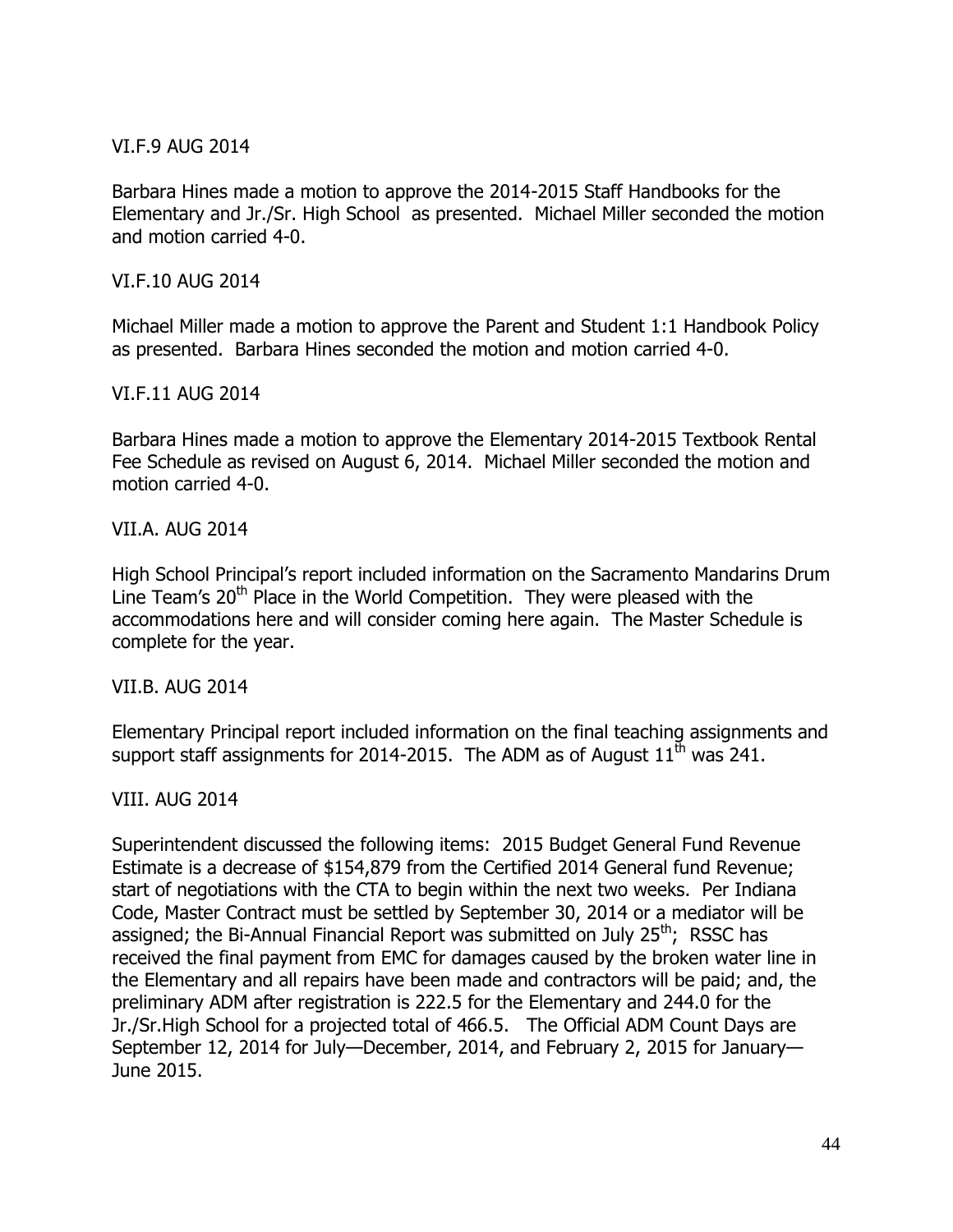VI.F.9 AUG 2014

Barbara Hines made a motion to approve the 2014-2015 Staff Handbooks for the Elementary and Jr./Sr. High School as presented. Michael Miller seconded the motion and motion carried 4-0.

VI.F.10 AUG 2014

Michael Miller made a motion to approve the Parent and Student 1:1 Handbook Policy as presented. Barbara Hines seconded the motion and motion carried 4-0.

VI.F.11 AUG 2014

Barbara Hines made a motion to approve the Elementary 2014-2015 Textbook Rental Fee Schedule as revised on August 6, 2014. Michael Miller seconded the motion and motion carried 4-0.

VII.A. AUG 2014

High School Principal's report included information on the Sacramento Mandarins Drum Line Team's 20th Place in the World Competition. They were pleased with the accommodations here and will consider coming here again. The Master Schedule is complete for the year.

VII.B. AUG 2014

Elementary Principal report included information on the final teaching assignments and support staff assignments for 2014-2015. The ADM as of August 11th was 241.

VIII. AUG 2014

Superintendent discussed the following items: 2015 Budget General Fund Revenue Estimate is a decrease of $154,879 from the Certified 2014 General fund Revenue; start of negotiations with the CTA to begin within the next two weeks. Per Indiana Code, Master Contract must be settled by September 30, 2014 or a mediator will be assigned; the Bi-Annual Financial Report was submitted on July 25th; RSSC has received the final payment from EMC for damages caused by the broken water line in the Elementary and all repairs have been made and contractors will be paid; and, the preliminary ADM after registration is 222.5 for the Elementary and 244.0 for the Jr./Sr.High School for a projected total of 466.5. The Official ADM Count Days are September 12, 2014 for July—December, 2014, and February 2, 2015 for January—June 2015.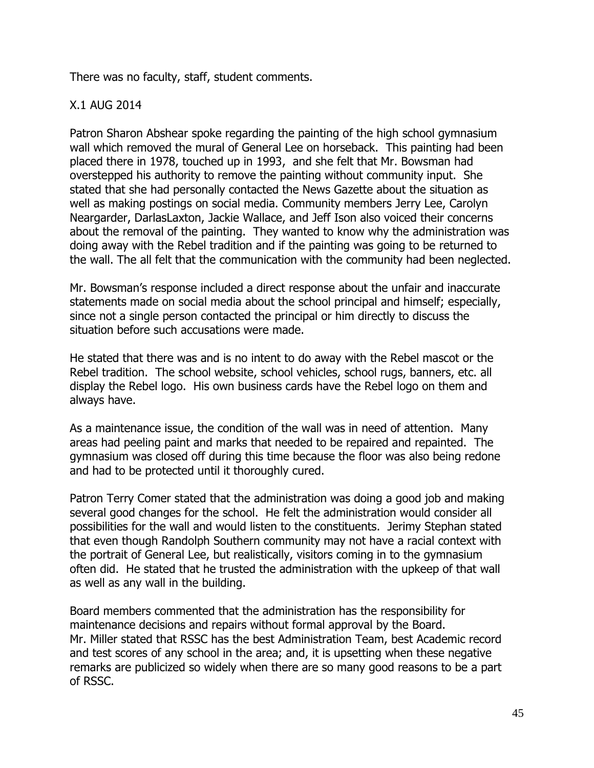There was no faculty, staff, student comments.

X.1 AUG 2014

Patron Sharon Abshear spoke regarding the painting of the high school gymnasium wall which removed the mural of General Lee on horseback. This painting had been placed there in 1978, touched up in 1993, and she felt that Mr. Bowsman had overstepped his authority to remove the painting without community input. She stated that she had personally contacted the News Gazette about the situation as well as making postings on social media. Community members Jerry Lee, Carolyn Neargarder, DarlasLaxton, Jackie Wallace, and Jeff Ison also voiced their concerns about the removal of the painting. They wanted to know why the administration was doing away with the Rebel tradition and if the painting was going to be returned to the wall. The all felt that the communication with the community had been neglected.

Mr. Bowsman's response included a direct response about the unfair and inaccurate statements made on social media about the school principal and himself; especially, since not a single person contacted the principal or him directly to discuss the situation before such accusations were made.

He stated that there was and is no intent to do away with the Rebel mascot or the Rebel tradition. The school website, school vehicles, school rugs, banners, etc. all display the Rebel logo. His own business cards have the Rebel logo on them and always have.

As a maintenance issue, the condition of the wall was in need of attention. Many areas had peeling paint and marks that needed to be repaired and repainted. The gymnasium was closed off during this time because the floor was also being redone and had to be protected until it thoroughly cured.

Patron Terry Comer stated that the administration was doing a good job and making several good changes for the school. He felt the administration would consider all possibilities for the wall and would listen to the constituents. Jerimy Stephan stated that even though Randolph Southern community may not have a racial context with the portrait of General Lee, but realistically, visitors coming in to the gymnasium often did. He stated that he trusted the administration with the upkeep of that wall as well as any wall in the building.

Board members commented that the administration has the responsibility for maintenance decisions and repairs without formal approval by the Board.
Mr. Miller stated that RSSC has the best Administration Team, best Academic record and test scores of any school in the area; and, it is upsetting when these negative remarks are publicized so widely when there are so many good reasons to be a part of RSSC.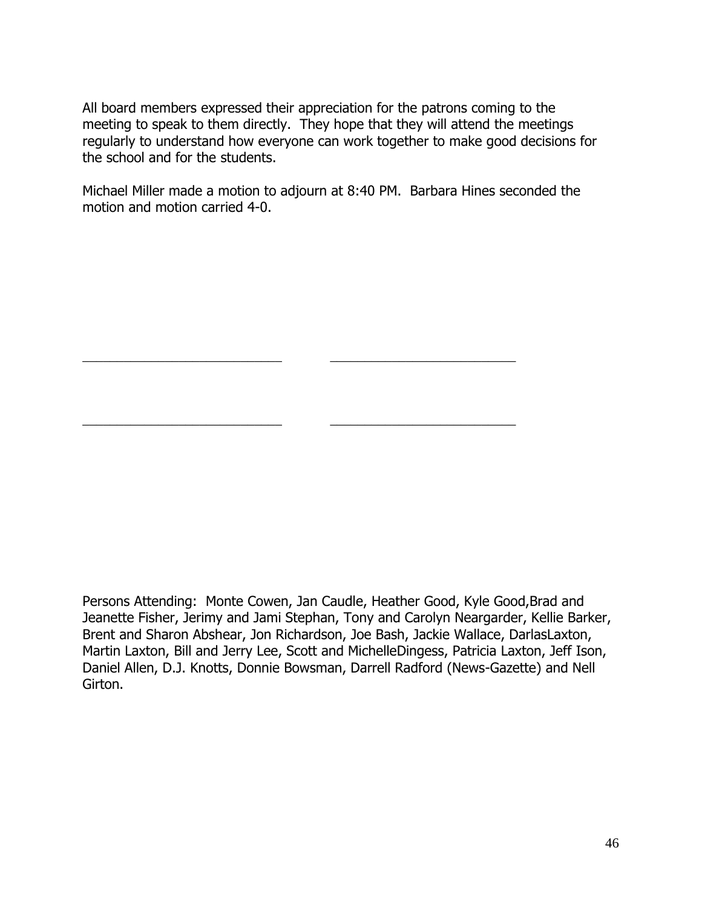All board members expressed their appreciation for the patrons coming to the meeting to speak to them directly. They hope that they will attend the meetings regularly to understand how everyone can work together to make good decisions for the school and for the students.

Michael Miller made a motion to adjourn at 8:40 PM. Barbara Hines seconded the motion and motion carried 4-0.

\_\_\_\_\_\_\_\_\_\_\_\_\_\_\_\_\_\_\_\_\_\_\_\_\_\_\_\_ \_\_\_\_\_\_\_\_\_\_\_\_\_\_\_\_\_\_\_\_\_\_\_\_\_\_\_

\_\_\_\_\_\_\_\_\_\_\_\_\_\_\_\_\_\_\_\_\_\_\_\_\_\_\_\_ \_\_\_\_\_\_\_\_\_\_\_\_\_\_\_\_\_\_\_\_\_\_\_\_\_\_\_

Persons Attending: Monte Cowen, Jan Caudle, Heather Good, Kyle Good,Brad and Jeanette Fisher, Jerimy and Jami Stephan, Tony and Carolyn Neargarder, Kellie Barker, Brent and Sharon Abshear, Jon Richardson, Joe Bash, Jackie Wallace, DarlasLaxton, Martin Laxton, Bill and Jerry Lee, Scott and MichelleDingess, Patricia Laxton, Jeff Ison, Daniel Allen, D.J. Knotts, Donnie Bowsman, Darrell Radford (News-Gazette) and Nell Girton.